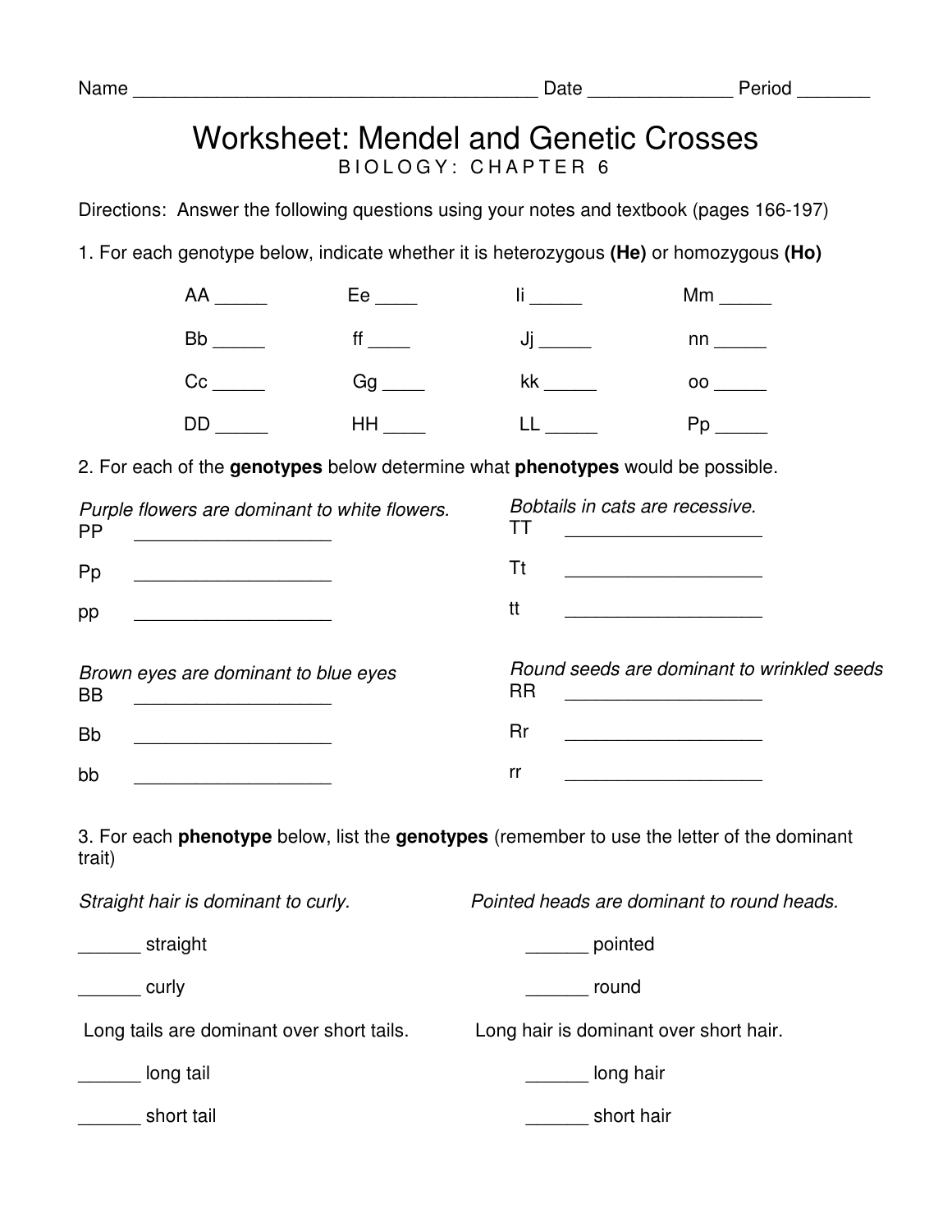Name _______________________________________ Date _____________ Period _______

# Worksheet: Mendel and Genetic Crosses

BIOLOGY: CHAPTER 6

Directions: Answer the following questions using your notes and textbook (pages 166-197)

1. For each genotype below, indicate whether it is heterozygous **(He)** or homozygous **(Ho)**

| | | | |
|---|---|---|---|
| AA _____ | Ee ____ | Ii _____ | Mm _____ |
| Bb _____ | ff ____ | Jj _____ | nn _____ |
| Cc _____ | Gg ____ | kk _____ | oo _____ |
| DD _____ | HH ____ | LL _____ | Pp _____ |

2. For each of the **genotypes** below determine what **phenotypes** would be possible.

*Purple flowers are dominant to white flowers.*

PP ___________________

Pp ___________________

pp ___________________

*Bobtails in cats are recessive.*

TT ___________________

Tt ___________________

tt ___________________

*Brown eyes are dominant to blue eyes*

BB ___________________

Bb ___________________

bb ___________________

*Round seeds are dominant to wrinkled seeds*

RR ___________________

Rr ___________________

rr ___________________

3. For each **phenotype** below, list the **genotypes** (remember to use the letter of the dominant trait)

*Straight hair is dominant to curly.*

______ straight

______ curly

*Pointed heads are dominant to round heads.*

______ pointed

______ round

Long tails are dominant over short tails.

______ long tail

______ short tail

Long hair is dominant over short hair.

______ long hair

______ short hair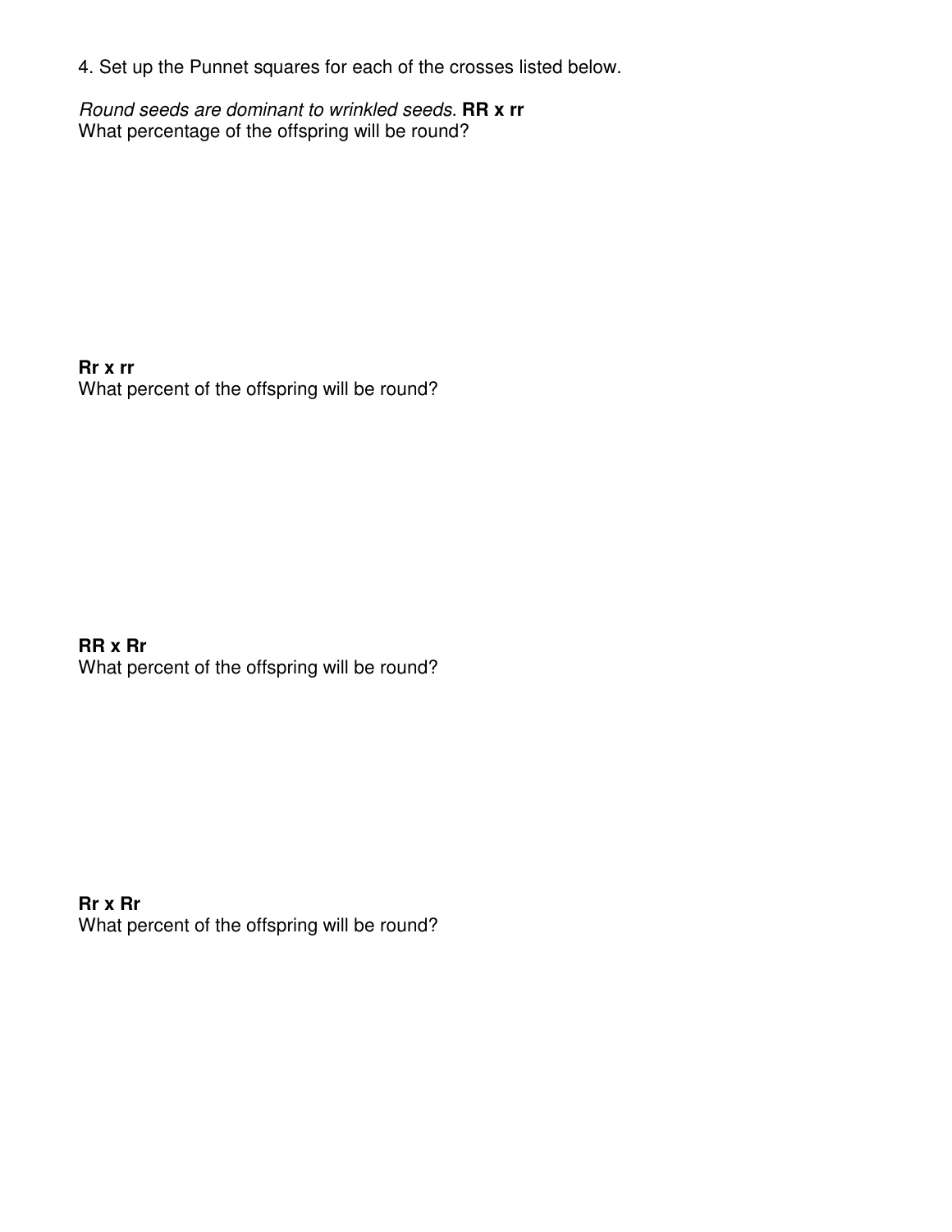4. Set up the Punnet squares for each of the crosses listed below.

*Round seeds are dominant to wrinkled seeds.* **RR x rr**
What percentage of the offspring will be round?

**Rr x rr**
What percent of the offspring will be round?

**RR x Rr**
What percent of the offspring will be round?

**Rr x Rr**
What percent of the offspring will be round?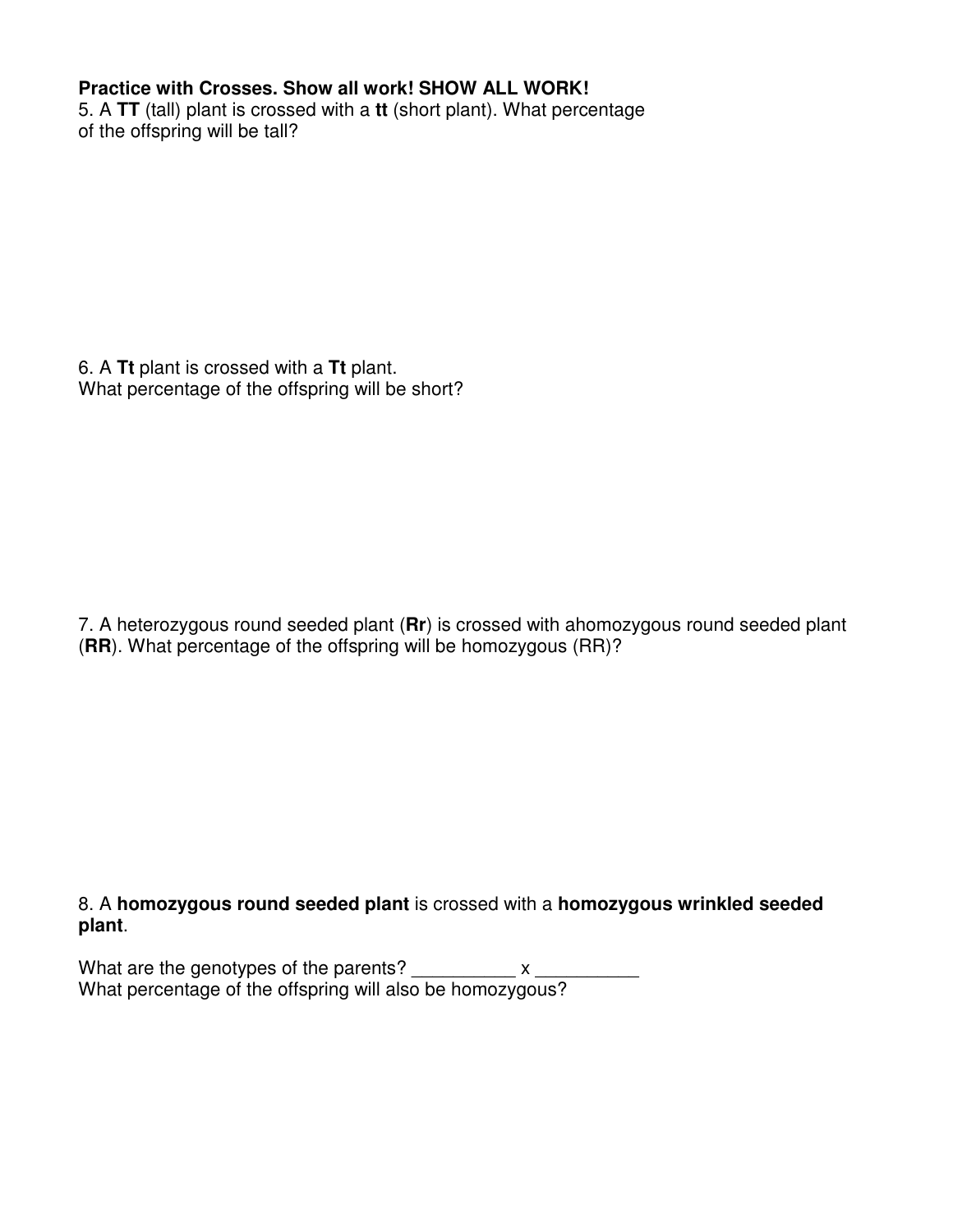**Practice with Crosses. Show all work! SHOW ALL WORK!**

5. A **TT** (tall) plant is crossed with a **tt** (short plant). What percentage of the offspring will be tall?

6. A **Tt** plant is crossed with a **Tt** plant.
What percentage of the offspring will be short?

7. A heterozygous round seeded plant (**Rr**) is crossed with ahomozygous round seeded plant (**RR**). What percentage of the offspring will be homozygous (RR)?

8. A **homozygous round seeded plant** is crossed with a **homozygous wrinkled seeded plant**.

What are the genotypes of the parents? __________ x __________
What percentage of the offspring will also be homozygous?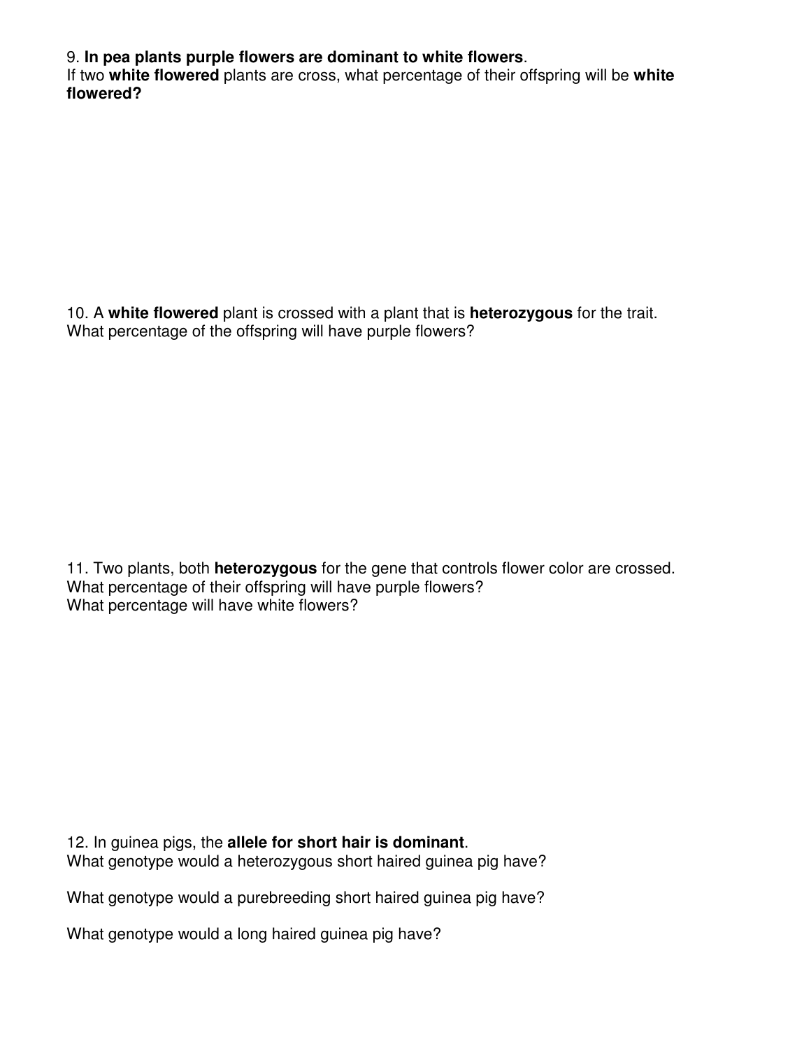9. **In pea plants purple flowers are dominant to white flowers**.
If two **white flowered** plants are cross, what percentage of their offspring will be **white flowered?**

10. A **white flowered** plant is crossed with a plant that is **heterozygous** for the trait.
What percentage of the offspring will have purple flowers?

11. Two plants, both **heterozygous** for the gene that controls flower color are crossed.
What percentage of their offspring will have purple flowers?
What percentage will have white flowers?

12. In guinea pigs, the **allele for short hair is dominant**.
What genotype would a heterozygous short haired guinea pig have?

What genotype would a purebreeding short haired guinea pig have?

What genotype would a long haired guinea pig have?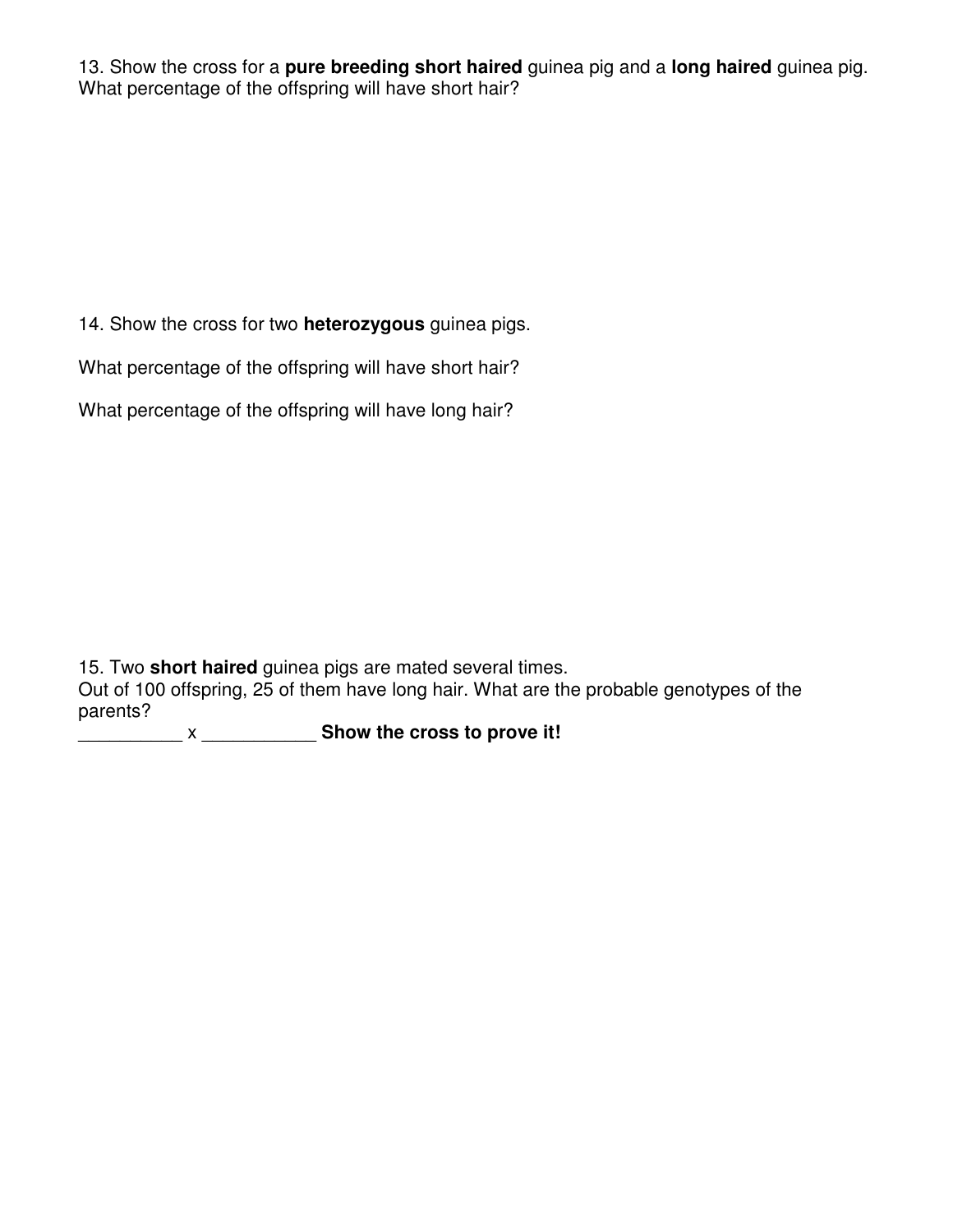13. Show the cross for a **pure breeding short haired** guinea pig and a **long haired** guinea pig. What percentage of the offspring will have short hair?

14. Show the cross for two **heterozygous** guinea pigs.

What percentage of the offspring will have short hair?

What percentage of the offspring will have long hair?

15. Two **short haired** guinea pigs are mated several times.
Out of 100 offspring, 25 of them have long hair. What are the probable genotypes of the parents?
__________ x ___________ **Show the cross to prove it!**